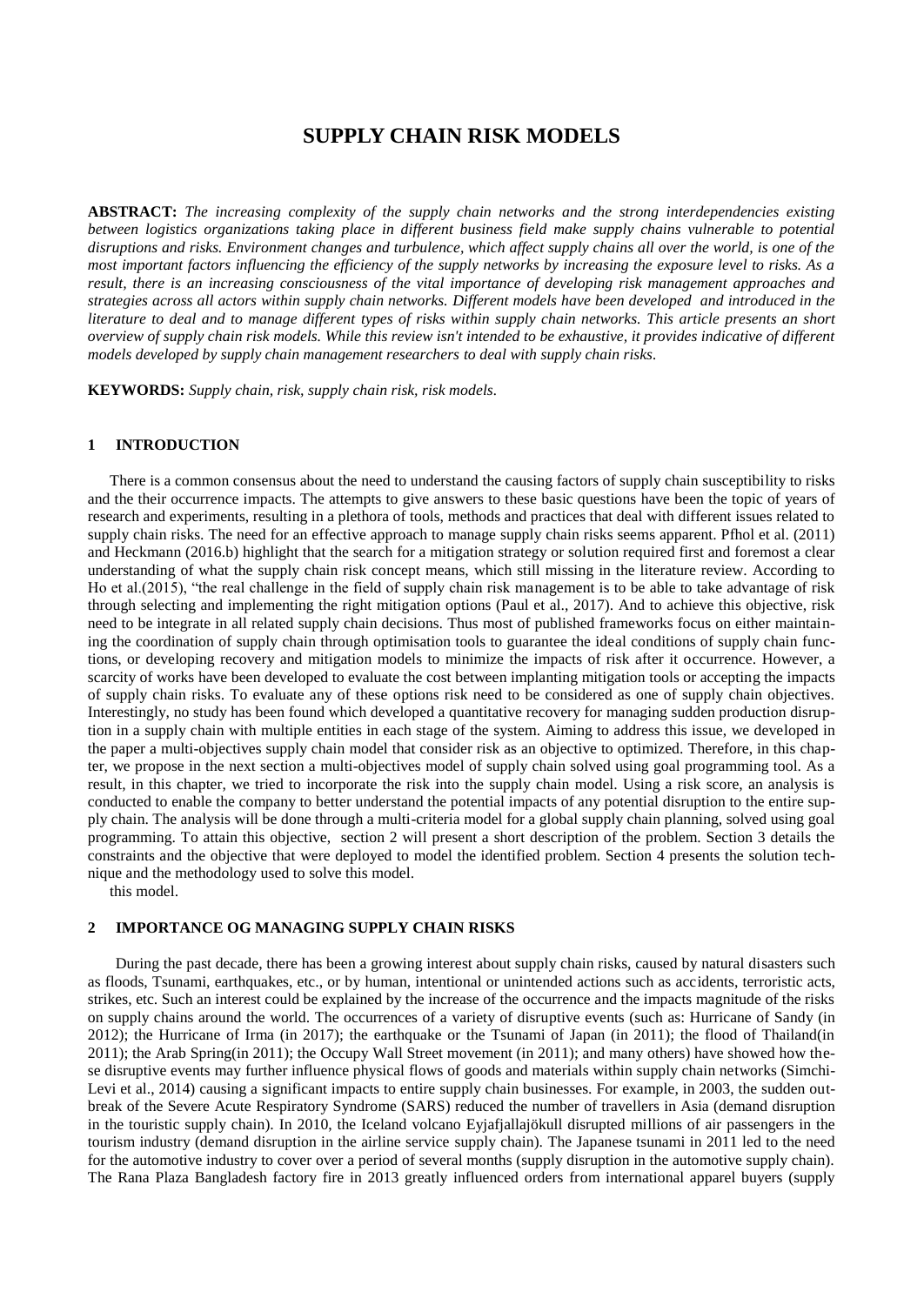# SUPPLY CHAIN RISK MODELS

**ABSTRACT:** *The increasing complexity of the supply chain networks and the strong interdependencies existing between logistics organizations taking place in different business field make supply chains vulnerable to potential disruptions and risks. Environment changes and turbulence, which affect supply chains all over the world, is one of the most important factors influencing the efficiency of the supply networks by increasing the exposure level to risks. As a result, there is an increasing consciousness of the vital importance of developing risk management approaches and strategies across all actors within supply chain networks. Different models have been developed and introduced in the literature to deal and to manage different types of risks within supply chain networks. This article presents an short overview of supply chain risk models. While this review isn't intended to be exhaustive, it provides indicative of different models developed by supply chain management researchers to deal with supply chain risks.*

**KEYWORDS:** *Supply chain, risk, supply chain risk, risk models.*

## 1 INTRODUCTION

There is a common consensus about the need to understand the causing factors of supply chain susceptibility to risks and the their occurrence impacts. The attempts to give answers to these basic questions have been the topic of years of research and experiments, resulting in a plethora of tools, methods and practices that deal with different issues related to supply chain risks. The need for an effective approach to manage supply chain risks seems apparent. Pfhol et al. (2011) and Heckmann (2016.b) highlight that the search for a mitigation strategy or solution required first and foremost a clear understanding of what the supply chain risk concept means, which still missing in the literature review. According to Ho et al.(2015), "the real challenge in the field of supply chain risk management is to be able to take advantage of risk through selecting and implementing the right mitigation options (Paul et al., 2017). And to achieve this objective, risk need to be integrate in all related supply chain decisions. Thus most of published frameworks focus on either maintaining the coordination of supply chain through optimisation tools to guarantee the ideal conditions of supply chain functions, or developing recovery and mitigation models to minimize the impacts of risk after it occurrence. However, a scarcity of works have been developed to evaluate the cost between implanting mitigation tools or accepting the impacts of supply chain risks. To evaluate any of these options risk need to be considered as one of supply chain objectives. Interestingly, no study has been found which developed a quantitative recovery for managing sudden production disruption in a supply chain with multiple entities in each stage of the system. Aiming to address this issue, we developed in the paper a multi-objectives supply chain model that consider risk as an objective to optimized. Therefore, in this chapter, we propose in the next section a multi-objectives model of supply chain solved using goal programming tool. As a result, in this chapter, we tried to incorporate the risk into the supply chain model. Using a risk score, an analysis is conducted to enable the company to better understand the potential impacts of any potential disruption to the entire supply chain. The analysis will be done through a multi-criteria model for a global supply chain planning, solved using goal programming. To attain this objective, section 2 will present a short description of the problem. Section 3 details the constraints and the objective that were deployed to model the identified problem. Section 4 presents the solution technique and the methodology used to solve this model.

this model.

## 2 IMPORTANCE OG MANAGING SUPPLY CHAIN RISKS

During the past decade, there has been a growing interest about supply chain risks, caused by natural disasters such as floods, Tsunami, earthquakes, etc., or by human, intentional or unintended actions such as accidents, terroristic acts, strikes, etc. Such an interest could be explained by the increase of the occurrence and the impacts magnitude of the risks on supply chains around the world. The occurrences of a variety of disruptive events (such as: Hurricane of Sandy (in 2012); the Hurricane of Irma (in 2017); the earthquake or the Tsunami of Japan (in 2011); the flood of Thailand(in 2011); the Arab Spring(in 2011); the Occupy Wall Street movement (in 2011); and many others) have showed how these disruptive events may further influence physical flows of goods and materials within supply chain networks (Simchi-Levi et al., 2014) causing a significant impacts to entire supply chain businesses. For example, in 2003, the sudden outbreak of the Severe Acute Respiratory Syndrome (SARS) reduced the number of travellers in Asia (demand disruption in the touristic supply chain). In 2010, the Iceland volcano Eyjafjallajökull disrupted millions of air passengers in the tourism industry (demand disruption in the airline service supply chain). The Japanese tsunami in 2011 led to the need for the automotive industry to cover over a period of several months (supply disruption in the automotive supply chain). The Rana Plaza Bangladesh factory fire in 2013 greatly influenced orders from international apparel buyers (supply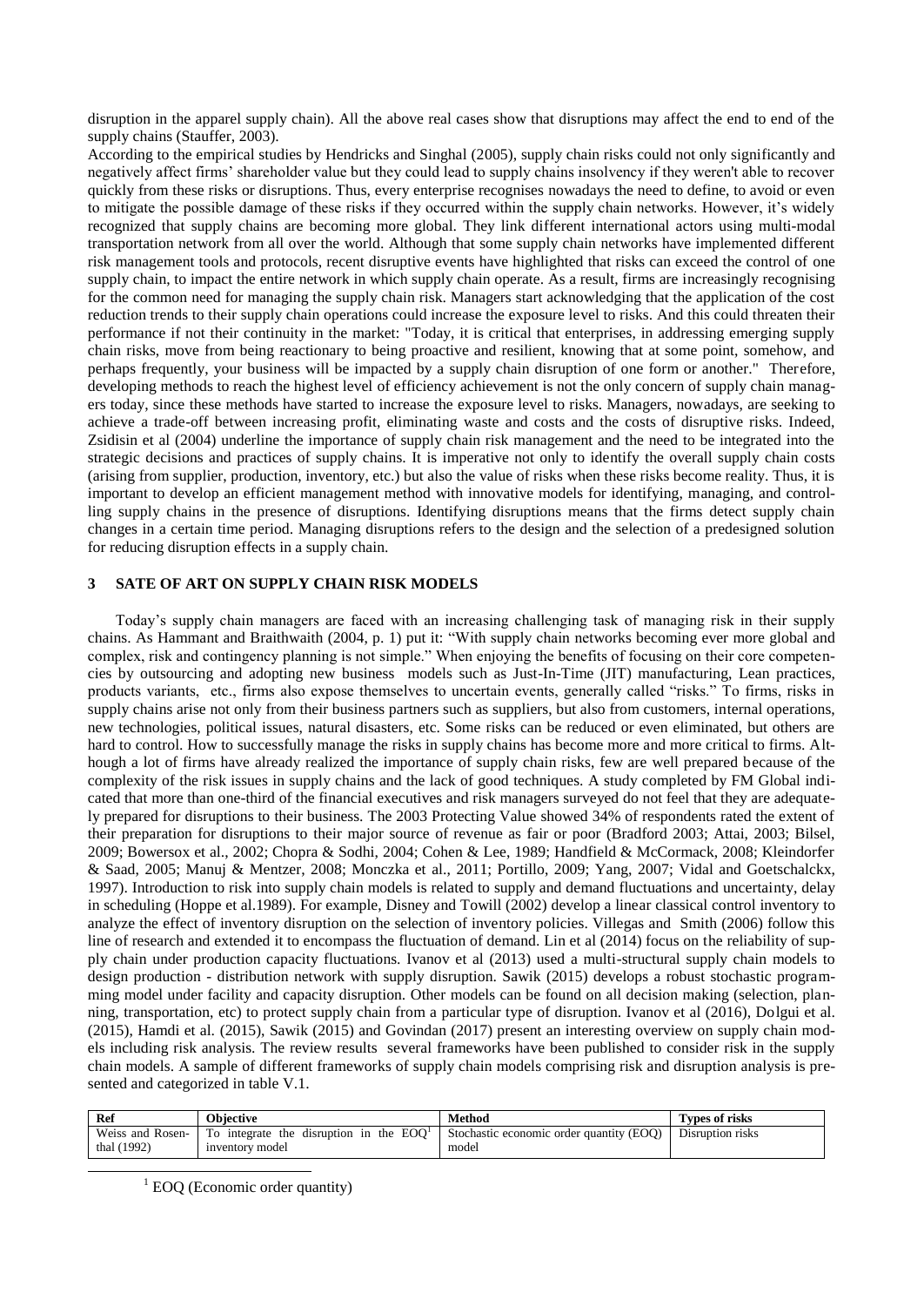disruption in the apparel supply chain). All the above real cases show that disruptions may affect the end to end of the supply chains (Stauffer, 2003).

According to the empirical studies by Hendricks and Singhal (2005), supply chain risks could not only significantly and negatively affect firms' shareholder value but they could lead to supply chains insolvency if they weren't able to recover quickly from these risks or disruptions. Thus, every enterprise recognises nowadays the need to define, to avoid or even to mitigate the possible damage of these risks if they occurred within the supply chain networks. However, it's widely recognized that supply chains are becoming more global. They link different international actors using multi-modal transportation network from all over the world. Although that some supply chain networks have implemented different risk management tools and protocols, recent disruptive events have highlighted that risks can exceed the control of one supply chain, to impact the entire network in which supply chain operate. As a result, firms are increasingly recognising for the common need for managing the supply chain risk. Managers start acknowledging that the application of the cost reduction trends to their supply chain operations could increase the exposure level to risks. And this could threaten their performance if not their continuity in the market: "Today, it is critical that enterprises, in addressing emerging supply chain risks, move from being reactionary to being proactive and resilient, knowing that at some point, somehow, and perhaps frequently, your business will be impacted by a supply chain disruption of one form or another." Therefore, developing methods to reach the highest level of efficiency achievement is not the only concern of supply chain managers today, since these methods have started to increase the exposure level to risks. Managers, nowadays, are seeking to achieve a trade-off between increasing profit, eliminating waste and costs and the costs of disruptive risks. Indeed, Zsidisin et al (2004) underline the importance of supply chain risk management and the need to be integrated into the strategic decisions and practices of supply chains. It is imperative not only to identify the overall supply chain costs (arising from supplier, production, inventory, etc.) but also the value of risks when these risks become reality. Thus, it is important to develop an efficient management method with innovative models for identifying, managing, and controlling supply chains in the presence of disruptions. Identifying disruptions means that the firms detect supply chain changes in a certain time period. Managing disruptions refers to the design and the selection of a predesigned solution for reducing disruption effects in a supply chain.

## 3 SATE OF ART ON SUPPLY CHAIN RISK MODELS

Today's supply chain managers are faced with an increasing challenging task of managing risk in their supply chains. As Hammant and Braithwaith (2004, p. 1) put it: "With supply chain networks becoming ever more global and complex, risk and contingency planning is not simple." When enjoying the benefits of focusing on their core competencies by outsourcing and adopting new business models such as Just-In-Time (JIT) manufacturing, Lean practices, products variants, etc., firms also expose themselves to uncertain events, generally called "risks." To firms, risks in supply chains arise not only from their business partners such as suppliers, but also from customers, internal operations, new technologies, political issues, natural disasters, etc. Some risks can be reduced or even eliminated, but others are hard to control. How to successfully manage the risks in supply chains has become more and more critical to firms. Although a lot of firms have already realized the importance of supply chain risks, few are well prepared because of the complexity of the risk issues in supply chains and the lack of good techniques. A study completed by FM Global indicated that more than one-third of the financial executives and risk managers surveyed do not feel that they are adequately prepared for disruptions to their business. The 2003 Protecting Value showed 34% of respondents rated the extent of their preparation for disruptions to their major source of revenue as fair or poor (Bradford 2003; Attai, 2003; Bilsel, 2009; Bowersox et al., 2002; Chopra & Sodhi, 2004; Cohen & Lee, 1989; Handfield & McCormack, 2008; Kleindorfer & Saad, 2005; Manuj & Mentzer, 2008; Monczka et al., 2011; Portillo, 2009; Yang, 2007; Vidal and Goetschalckx, 1997). Introduction to risk into supply chain models is related to supply and demand fluctuations and uncertainty, delay in scheduling (Hoppe et al.1989). For example, Disney and Towill (2002) develop a linear classical control inventory to analyze the effect of inventory disruption on the selection of inventory policies. Villegas and Smith (2006) follow this line of research and extended it to encompass the fluctuation of demand. Lin et al (2014) focus on the reliability of supply chain under production capacity fluctuations. Ivanov et al (2013) used a multi-structural supply chain models to design production - distribution network with supply disruption. Sawik (2015) develops a robust stochastic programming model under facility and capacity disruption. Other models can be found on all decision making (selection, planning, transportation, etc) to protect supply chain from a particular type of disruption. Ivanov et al (2016), Dolgui et al. (2015), Hamdi et al. (2015), Sawik (2015) and Govindan (2017) present an interesting overview on supply chain models including risk analysis. The review results several frameworks have been published to consider risk in the supply chain models. A sample of different frameworks of supply chain models comprising risk and disruption analysis is presented and categorized in table V.1.

| Ref | Objective | Method | Types of risks |
|---|---|---|---|
| Weiss and Rosenthal (1992) | To integrate the disruption in the EOQ[1] inventory model | Stochastic economic order quantity (EOQ) model | Disruption risks |

[1] EOQ (Economic order quantity)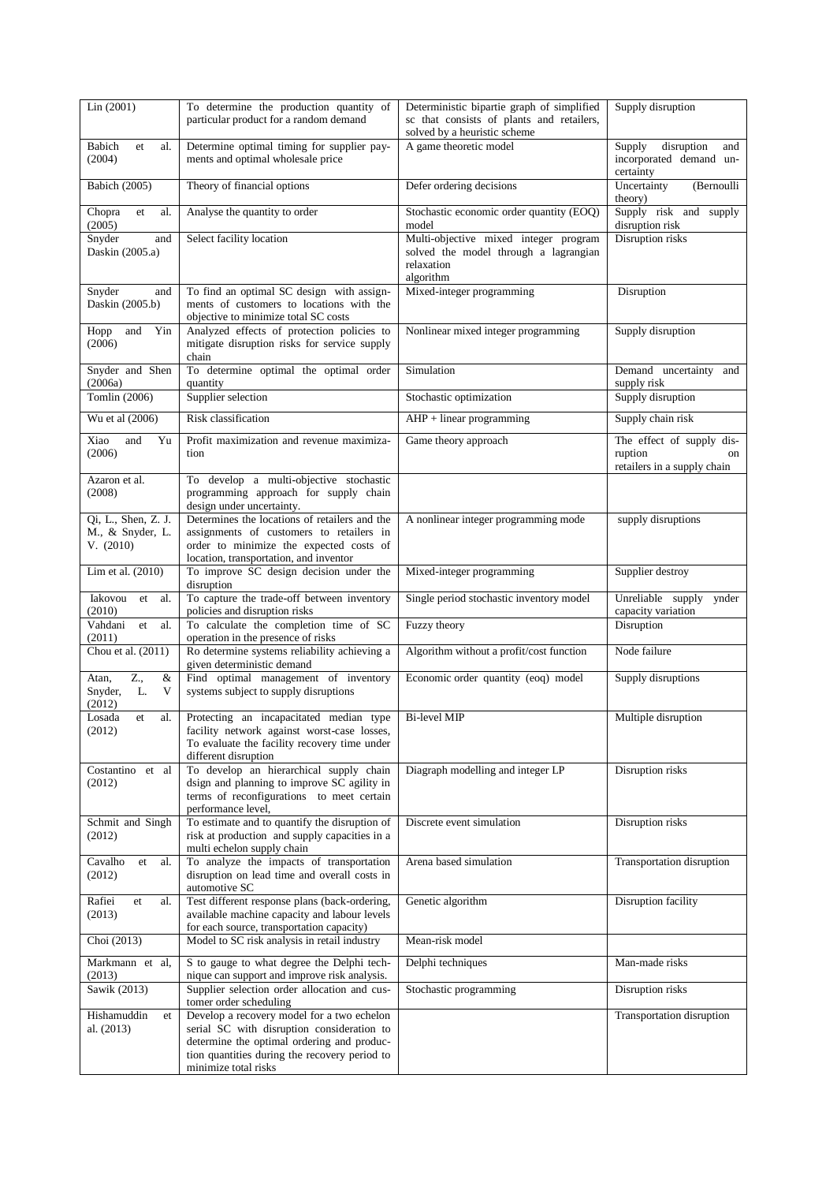| Lin (2001) | To determine the production quantity of particular product for a random demand | Deterministic bipartie graph of simplified sc that consists of plants and retailers, solved by a heuristic scheme | Supply disruption |
|---|---|---|---|
| Babich et al. (2004) | Determine optimal timing for supplier payments and optimal wholesale price | A game theoretic model | Supply disruption and incorporated demand uncertainty |
| Babich (2005) | Theory of financial options | Defer ordering decisions | Uncertainty (Bernoulli theory) |
| Chopra et al. (2005) | Analyse the quantity to order | Stochastic economic order quantity (EOQ) model | Supply risk and supply disruption risk |
| Snyder and Daskin (2005.a) | Select facility location | Multi-objective mixed integer program solved the model through a lagrangian relaxation algorithm | Disruption risks |
| Snyder and Daskin (2005.b) | To find an optimal SC design with assignments of customers to locations with the objective to minimize total SC costs | Mixed-integer programming | Disruption |
| Hopp and Yin (2006) | Analyzed effects of protection policies to mitigate disruption risks for service supply chain | Nonlinear mixed integer programming | Supply disruption |
| Snyder and Shen (2006a) | To determine optimal the optimal order quantity | Simulation | Demand uncertainty and supply risk |
| Tomlin (2006) | Supplier selection | Stochastic optimization | Supply disruption |
| Wu et al (2006) | Risk classification | AHP + linear programming | Supply chain risk |
| Xiao and Yu (2006) | Profit maximization and revenue maximization | Game theory approach | The effect of supply disruption on retailers in a supply chain |
| Azaron et al. (2008) | To develop a multi-objective stochastic programming approach for supply chain design under uncertainty. | | |
| Qi, L., Shen, Z. J. M., & Snyder, L. V. (2010) | Determines the locations of retailers and the assignments of customers to retailers in order to minimize the expected costs of location, transportation, and inventor | A nonlinear integer programming mode | supply disruptions |
| Lim et al. (2010) | To improve SC design decision under the disruption | Mixed-integer programming | Supplier destroy |
| Iakovou et al. (2010) | To capture the trade-off between inventory policies and disruption risks | Single period stochastic inventory model | Unreliable supply ynder capacity variation |
| Vahdani et al. (2011) | To calculate the completion time of SC operation in the presence of risks | Fuzzy theory | Disruption |
| Chou et al. (2011) | Ro determine systems reliability achieving a given deterministic demand | Algorithm without a profit/cost function | Node failure |
| Atan, Z., & Snyder, L. V (2012) | Find optimal management of inventory systems subject to supply disruptions | Economic order quantity (eoq) model | Supply disruptions |
| Losada et al. (2012) | Protecting an incapacitated median type facility network against worst-case losses, To evaluate the facility recovery time under different disruption | Bi-level MIP | Multiple disruption |
| Costantino et al (2012) | To develop an hierarchical supply chain dsign and planning to improve SC agility in terms of reconfigurations to meet certain performance level, | Diagraph modelling and integer LP | Disruption risks |
| Schmit and Singh (2012) | To estimate and to quantify the disruption of risk at production and supply capacities in a multi echelon supply chain | Discrete event simulation | Disruption risks |
| Cavalho et al. (2012) | To analyze the impacts of transportation disruption on lead time and overall costs in automotive SC | Arena based simulation | Transportation disruption |
| Rafiei et al. (2013) | Test different response plans (back-ordering, available machine capacity and labour levels for each source, transportation capacity) | Genetic algorithm | Disruption facility |
| Choi (2013) | Model to SC risk analysis in retail industry | Mean-risk model | |
| Markmann et al, (2013) | S to gauge to what degree the Delphi technique can support and improve risk analysis. | Delphi techniques | Man-made risks |
| Sawik (2013) | Supplier selection order allocation and customer order scheduling | Stochastic programming | Disruption risks |
| Hishamuddin et al. (2013) | Develop a recovery model for a two echelon serial SC with disruption consideration to determine the optimal ordering and production quantities during the recovery period to minimize total risks | | Transportation disruption |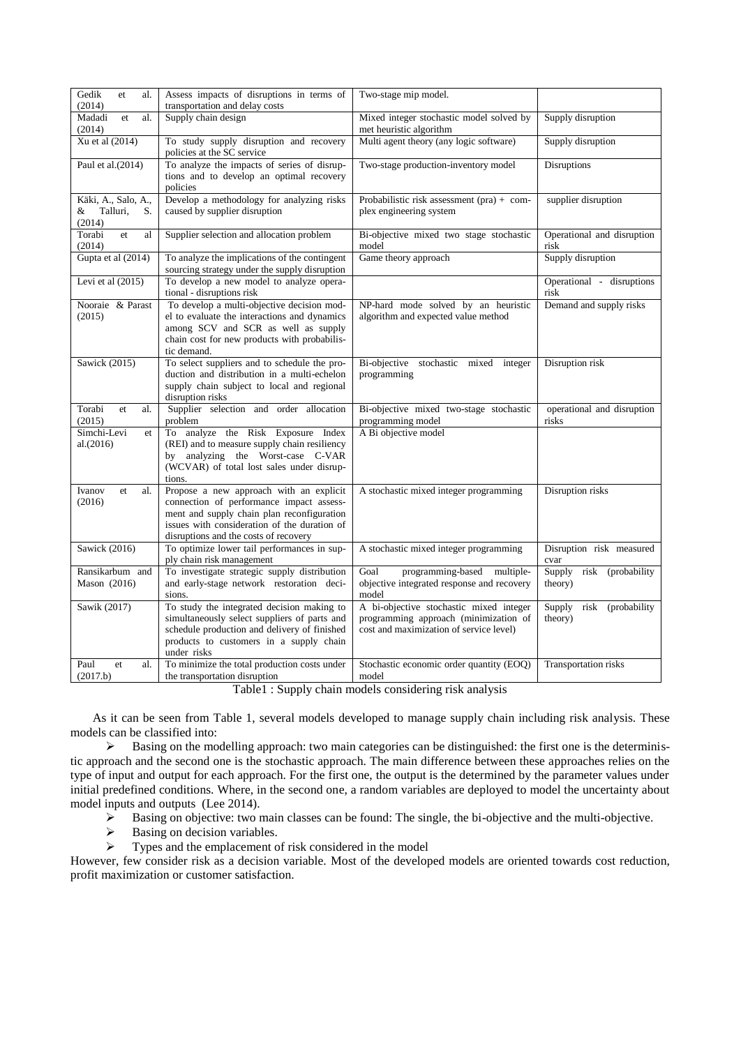| | | | |
|---|---|---|---|
| Gedik et al. (2014) | Assess impacts of disruptions in terms of transportation and delay costs | Two-stage mip model. | |
| Madadi et al. (2014) | Supply chain design | Mixed integer stochastic model solved by met heuristic algorithm | Supply disruption |
| Xu et al (2014) | To study supply disruption and recovery policies at the SC service | Multi agent theory (any logic software) | Supply disruption |
| Paul et al.(2014) | To analyze the impacts of series of disruptions and to develop an optimal recovery policies | Two-stage production-inventory model | Disruptions |
| Käki, A., Salo, A., & Talluri, S. (2014) | Develop a methodology for analyzing risks caused by supplier disruption | Probabilistic risk assessment (pra) + complex engineering system | supplier disruption |
| Torabi et al (2014) | Supplier selection and allocation problem | Bi-objective mixed two stage stochastic model | Operational and disruption risk |
| Gupta et al (2014) | To analyze the implications of the contingent sourcing strategy under the supply disruption | Game theory approach | Supply disruption |
| Levi et al (2015) | To develop a new model to analyze operational - disruptions risk | | Operational - disruptions risk |
| Nooraie & Parast (2015) | To develop a multi-objective decision model to evaluate the interactions and dynamics among SCV and SCR as well as supply chain cost for new products with probabilistic demand. | NP-hard mode solved by an heuristic algorithm and expected value method | Demand and supply risks |
| Sawick (2015) | To select suppliers and to schedule the production and distribution in a multi-echelon supply chain subject to local and regional disruption risks | Bi-objective stochastic mixed integer programming | Disruption risk |
| Torabi et al. (2015) | Supplier selection and order allocation problem | Bi-objective mixed two-stage stochastic programming model | operational and disruption risks |
| Simchi-Levi et al.(2016) | To analyze the Risk Exposure Index (REI) and to measure supply chain resiliency by analyzing the Worst-case C-VAR (WCVAR) of total lost sales under disruptions. | A Bi objective model | |
| Ivanov et al. (2016) | Propose a new approach with an explicit connection of performance impact assessment and supply chain plan reconfiguration issues with consideration of the duration of disruptions and the costs of recovery | A stochastic mixed integer programming | Disruption risks |
| Sawick (2016) | To optimize lower tail performances in supply chain risk management | A stochastic mixed integer programming | Disruption risk measured cvar |
| Ransikarbum and Mason (2016) | To investigate strategic supply distribution and early-stage network restoration decisions. | Goal programming-based multiple-objective integrated response and recovery model | Supply risk (probability theory) |
| Sawik (2017) | To study the integrated decision making to simultaneously select suppliers of parts and schedule production and delivery of finished products to customers in a supply chain under risks | A bi-objective stochastic mixed integer programming approach (minimization of cost and maximization of service level) | Supply risk (probability theory) |
| Paul et al. (2017.b) | To minimize the total production costs under the transportation disruption | Stochastic economic order quantity (EOQ) model | Transportation risks |

Table1 : Supply chain models considering risk analysis

As it can be seen from Table 1, several models developed to manage supply chain including risk analysis. These models can be classified into:

- Basing on the modelling approach: two main categories can be distinguished: the first one is the deterministic approach and the second one is the stochastic approach. The main difference between these approaches relies on the type of input and output for each approach. For the first one, the output is the determined by the parameter values under initial predefined conditions. Where, in the second one, a random variables are deployed to model the uncertainty about model inputs and outputs (Lee 2014).
- Basing on objective: two main classes can be found: The single, the bi-objective and the multi-objective.
- Basing on decision variables.
- Types and the emplacement of risk considered in the model

However, few consider risk as a decision variable. Most of the developed models are oriented towards cost reduction, profit maximization or customer satisfaction.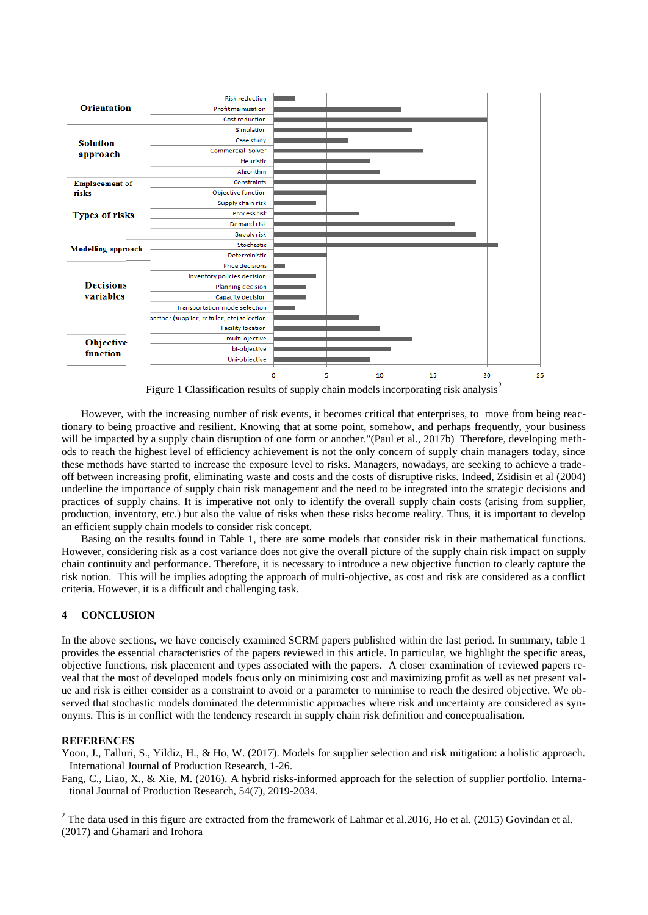Figure 1 Classification results of supply chain models incorporating risk analysis[2]

However, with the increasing number of risk events, it becomes critical that enterprises, to move from being reactionary to being proactive and resilient. Knowing that at some point, somehow, and perhaps frequently, your business will be impacted by a supply chain disruption of one form or another."(Paul et al., 2017b) Therefore, developing methods to reach the highest level of efficiency achievement is not the only concern of supply chain managers today, since these methods have started to increase the exposure level to risks. Managers, nowadays, are seeking to achieve a trade-off between increasing profit, eliminating waste and costs and the costs of disruptive risks. Indeed, Zsidisin et al (2004) underline the importance of supply chain risk management and the need to be integrated into the strategic decisions and practices of supply chains. It is imperative not only to identify the overall supply chain costs (arising from supplier, production, inventory, etc.) but also the value of risks when these risks become reality. Thus, it is important to develop an efficient supply chain models to consider risk concept.

Basing on the results found in Table 1, there are some models that consider risk in their mathematical functions. However, considering risk as a cost variance does not give the overall picture of the supply chain risk impact on supply chain continuity and performance. Therefore, it is necessary to introduce a new objective function to clearly capture the risk notion. This will be implies adopting the approach of multi-objective, as cost and risk are considered as a conflict criteria. However, it is a difficult and challenging task.

## 4 CONCLUSION

In the above sections, we have concisely examined SCRM papers published within the last period. In summary, table 1 provides the essential characteristics of the papers reviewed in this article. In particular, we highlight the specific areas, objective functions, risk placement and types associated with the papers. A closer examination of reviewed papers reveal that the most of developed models focus only on minimizing cost and maximizing profit as well as net present value and risk is either consider as a constraint to avoid or a parameter to minimise to reach the desired objective. We observed that stochastic models dominated the deterministic approaches where risk and uncertainty are considered as synonyms. This is in conflict with the tendency research in supply chain risk definition and conceptualisation.

## REFERENCES

Yoon, J., Talluri, S., Yildiz, H., & Ho, W. (2017). Models for supplier selection and risk mitigation: a holistic approach. International Journal of Production Research, 1-26.

Fang, C., Liao, X., & Xie, M. (2016). A hybrid risks-informed approach for the selection of supplier portfolio. International Journal of Production Research, 54(7), 2019-2034.

---

[2] The data used in this figure are extracted from the framework of Lahmar et al.2016, Ho et al. (2015) Govindan et al. (2017) and Ghamari and Irohora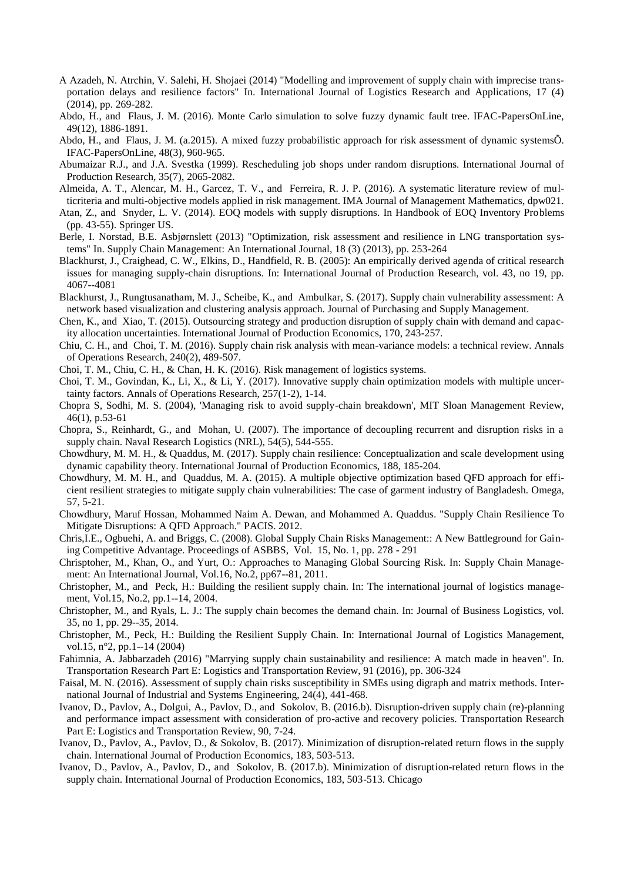A Azadeh, N. Atrchin, V. Salehi, H. Shojaei (2014) "Modelling and improvement of supply chain with imprecise transportation delays and resilience factors" In. International Journal of Logistics Research and Applications, 17 (4) (2014), pp. 269-282.

Abdo, H., and Flaus, J. M. (2016). Monte Carlo simulation to solve fuzzy dynamic fault tree. IFAC-PapersOnLine, 49(12), 1886-1891.

Abdo, H., and Flaus, J. M. (a.2015). A mixed fuzzy probabilistic approach for risk assessment of dynamic systemsÕ. IFAC-PapersOnLine, 48(3), 960-965.

Abumaizar R.J., and J.A. Svestka (1999). Rescheduling job shops under random disruptions. International Journal of Production Research, 35(7), 2065-2082.

Almeida, A. T., Alencar, M. H., Garcez, T. V., and Ferreira, R. J. P. (2016). A systematic literature review of multicriteria and multi-objective models applied in risk management. IMA Journal of Management Mathematics, dpw021.

Atan, Z., and Snyder, L. V. (2014). EOQ models with supply disruptions. In Handbook of EOQ Inventory Problems (pp. 43-55). Springer US.

Berle, I. Norstad, B.E. Asbjørnslett (2013) "Optimization, risk assessment and resilience in LNG transportation systems" In. Supply Chain Management: An International Journal, 18 (3) (2013), pp. 253-264

Blackhurst, J., Craighead, C. W., Elkins, D., Handfield, R. B. (2005): An empirically derived agenda of critical research issues for managing supply-chain disruptions. In: International Journal of Production Research, vol. 43, no 19, pp. 4067--4081

Blackhurst, J., Rungtusanatham, M. J., Scheibe, K., and Ambulkar, S. (2017). Supply chain vulnerability assessment: A network based visualization and clustering analysis approach. Journal of Purchasing and Supply Management.

Chen, K., and Xiao, T. (2015). Outsourcing strategy and production disruption of supply chain with demand and capacity allocation uncertainties. International Journal of Production Economics, 170, 243-257.

Chiu, C. H., and Choi, T. M. (2016). Supply chain risk analysis with mean-variance models: a technical review. Annals of Operations Research, 240(2), 489-507.

Choi, T. M., Chiu, C. H., & Chan, H. K. (2016). Risk management of logistics systems.

Choi, T. M., Govindan, K., Li, X., & Li, Y. (2017). Innovative supply chain optimization models with multiple uncertainty factors. Annals of Operations Research, 257(1-2), 1-14.

Chopra S, Sodhi, M. S. (2004), 'Managing risk to avoid supply-chain breakdown', MIT Sloan Management Review, 46(1), p.53-61

Chopra, S., Reinhardt, G., and Mohan, U. (2007). The importance of decoupling recurrent and disruption risks in a supply chain. Naval Research Logistics (NRL), 54(5), 544-555.

Chowdhury, M. M. H., & Quaddus, M. (2017). Supply chain resilience: Conceptualization and scale development using dynamic capability theory. International Journal of Production Economics, 188, 185-204.

Chowdhury, M. M. H., and Quaddus, M. A. (2015). A multiple objective optimization based QFD approach for efficient resilient strategies to mitigate supply chain vulnerabilities: The case of garment industry of Bangladesh. Omega, 57, 5-21.

Chowdhury, Maruf Hossan, Mohammed Naim A. Dewan, and Mohammed A. Quaddus. "Supply Chain Resilience To Mitigate Disruptions: A QFD Approach." PACIS. 2012.

Chris,I.E., Ogbuehi, A. and Briggs, C. (2008). Global Supply Chain Risks Management:: A New Battleground for Gaining Competitive Advantage. Proceedings of ASBBS, Vol. 15, No. 1, pp. 278 - 291

Chrisptoher, M., Khan, O., and Yurt, O.: Approaches to Managing Global Sourcing Risk. In: Supply Chain Management: An International Journal, Vol.16, No.2, pp67--81, 2011.

Christopher, M., and Peck, H.: Building the resilient supply chain. In: The international journal of logistics management, Vol.15, No.2, pp.1--14, 2004.

Christopher, M., and Ryals, L. J.: The supply chain becomes the demand chain. In: Journal of Business Logistics, vol. 35, no 1, pp. 29--35, 2014.

Christopher, M., Peck, H.: Building the Resilient Supply Chain. In: International Journal of Logistics Management, vol.15, n°2, pp.1--14 (2004)

Fahimnia, A. Jabbarzadeh (2016) "Marrying supply chain sustainability and resilience: A match made in heaven". In. Transportation Research Part E: Logistics and Transportation Review, 91 (2016), pp. 306-324

Faisal, M. N. (2016). Assessment of supply chain risks susceptibility in SMEs using digraph and matrix methods. International Journal of Industrial and Systems Engineering, 24(4), 441-468.

Ivanov, D., Pavlov, A., Dolgui, A., Pavlov, D., and Sokolov, B. (2016.b). Disruption-driven supply chain (re)-planning and performance impact assessment with consideration of pro-active and recovery policies. Transportation Research Part E: Logistics and Transportation Review, 90, 7-24.

Ivanov, D., Pavlov, A., Pavlov, D., & Sokolov, B. (2017). Minimization of disruption-related return flows in the supply chain. International Journal of Production Economics, 183, 503-513.

Ivanov, D., Pavlov, A., Pavlov, D., and Sokolov, B. (2017.b). Minimization of disruption-related return flows in the supply chain. International Journal of Production Economics, 183, 503-513. Chicago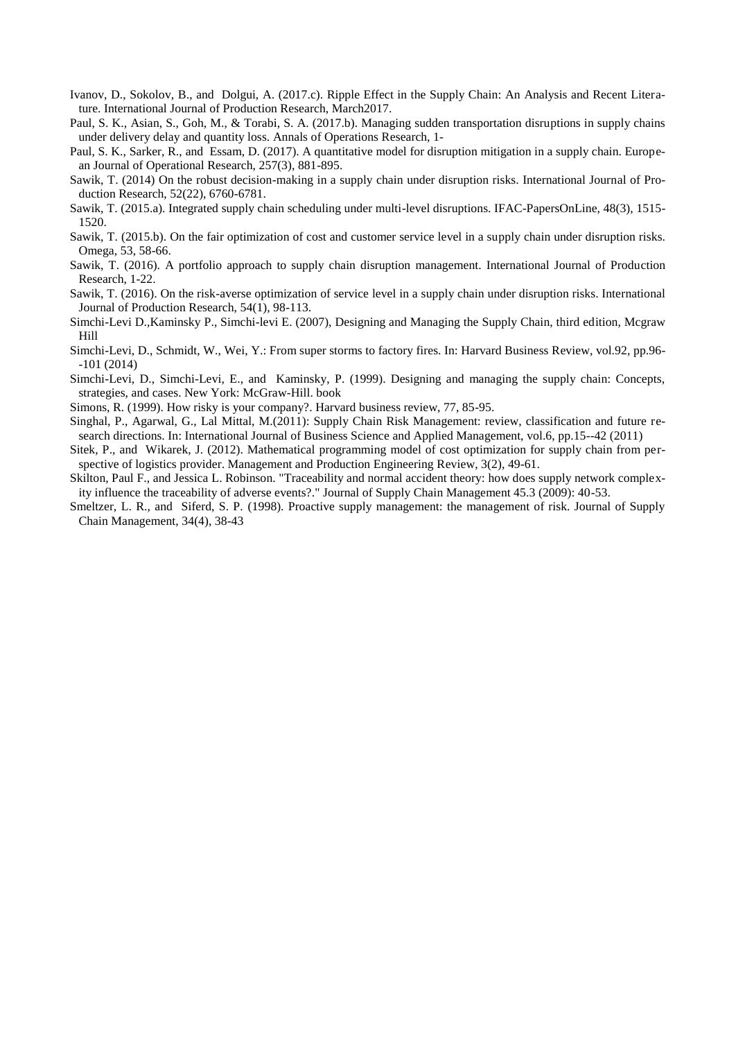Ivanov, D., Sokolov, B., and Dolgui, A. (2017.c). Ripple Effect in the Supply Chain: An Analysis and Recent Literature. International Journal of Production Research, March2017.

Paul, S. K., Asian, S., Goh, M., & Torabi, S. A. (2017.b). Managing sudden transportation disruptions in supply chains under delivery delay and quantity loss. Annals of Operations Research, 1-

Paul, S. K., Sarker, R., and Essam, D. (2017). A quantitative model for disruption mitigation in a supply chain. European Journal of Operational Research, 257(3), 881-895.

Sawik, T. (2014) On the robust decision-making in a supply chain under disruption risks. International Journal of Production Research, 52(22), 6760-6781.

Sawik, T. (2015.a). Integrated supply chain scheduling under multi-level disruptions. IFAC-PapersOnLine, 48(3), 1515-1520.

Sawik, T. (2015.b). On the fair optimization of cost and customer service level in a supply chain under disruption risks. Omega, 53, 58-66.

Sawik, T. (2016). A portfolio approach to supply chain disruption management. International Journal of Production Research, 1-22.

Sawik, T. (2016). On the risk-averse optimization of service level in a supply chain under disruption risks. International Journal of Production Research, 54(1), 98-113.

Simchi-Levi D.,Kaminsky P., Simchi-levi E. (2007), Designing and Managing the Supply Chain, third edition, Mcgraw Hill

Simchi-Levi, D., Schmidt, W., Wei, Y.: From super storms to factory fires. In: Harvard Business Review, vol.92, pp.96--101 (2014)

Simchi-Levi, D., Simchi-Levi, E., and Kaminsky, P. (1999). Designing and managing the supply chain: Concepts, strategies, and cases. New York: McGraw-Hill. book

Simons, R. (1999). How risky is your company?. Harvard business review, 77, 85-95.

Singhal, P., Agarwal, G., Lal Mittal, M.(2011): Supply Chain Risk Management: review, classification and future research directions. In: International Journal of Business Science and Applied Management, vol.6, pp.15--42 (2011)

Sitek, P., and Wikarek, J. (2012). Mathematical programming model of cost optimization for supply chain from perspective of logistics provider. Management and Production Engineering Review, 3(2), 49-61.

Skilton, Paul F., and Jessica L. Robinson. "Traceability and normal accident theory: how does supply network complexity influence the traceability of adverse events?." Journal of Supply Chain Management 45.3 (2009): 40-53.

Smeltzer, L. R., and Siferd, S. P. (1998). Proactive supply management: the management of risk. Journal of Supply Chain Management, 34(4), 38-43